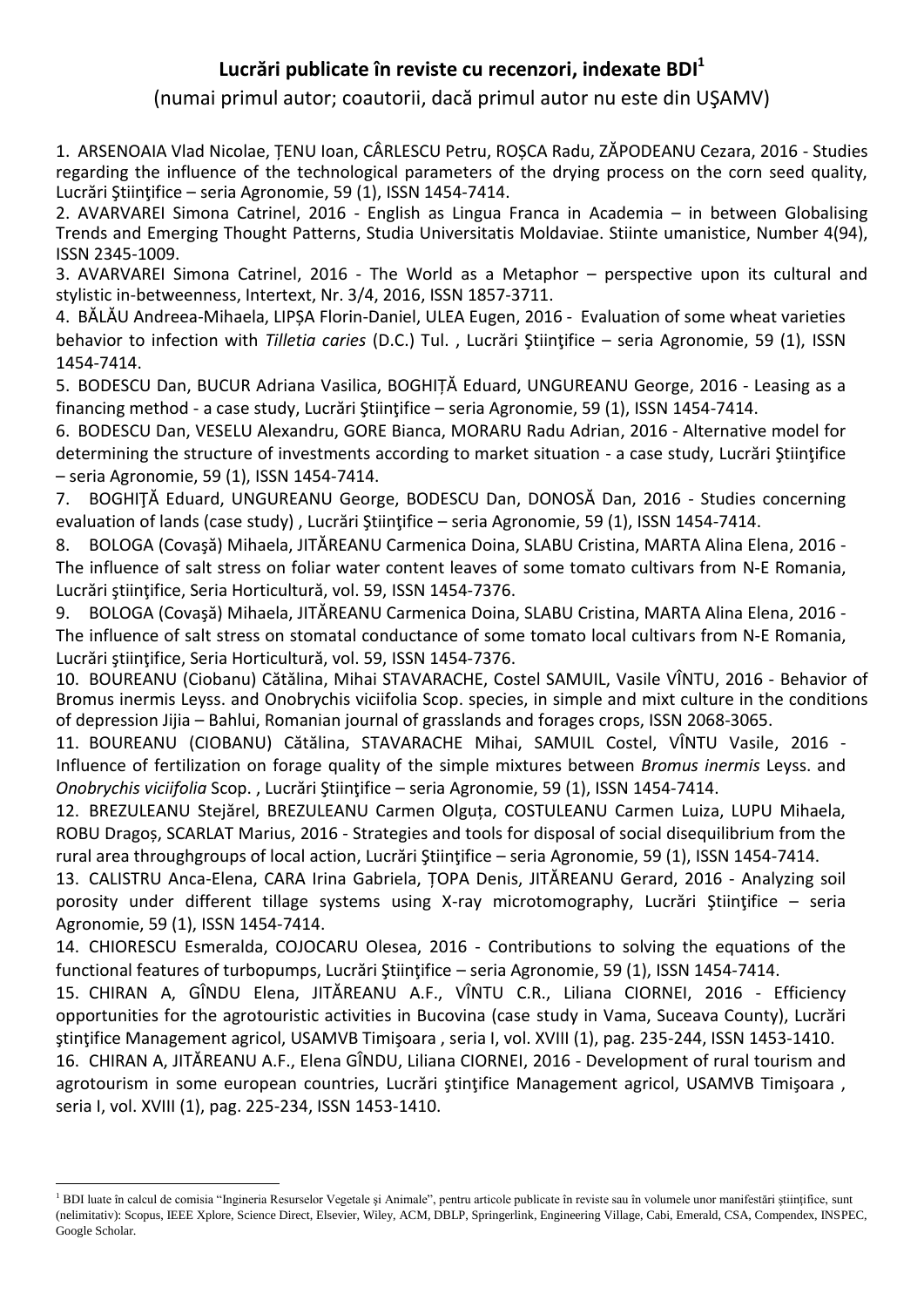## Lucrări publicate în reviste cu recenzori, indexate BDI[1]

(numai primul autor; coautorii, dacă primul autor nu este din UŞAMV)

1. ARSENOAIA Vlad Nicolae, ȚENU Ioan, CÂRLESCU Petru, ROȘCA Radu, ZĂPODEANU Cezara, 2016 - Studies regarding the influence of the technological parameters of the drying process on the corn seed quality, Lucrări Ştiinţifice – seria Agronomie, 59 (1), ISSN 1454-7414.
2. AVARVAREI Simona Catrinel, 2016 - English as Lingua Franca in Academia – in between Globalising Trends and Emerging Thought Patterns, Studia Universitatis Moldaviae. Stiinte umanistice, Number 4(94), ISSN 2345-1009.
3. AVARVAREI Simona Catrinel, 2016 - The World as a Metaphor – perspective upon its cultural and stylistic in-betweenness, Intertext, Nr. 3/4, 2016, ISSN 1857-3711.
4. BĂLĂU Andreea-Mihaela, LIPȘA Florin-Daniel, ULEA Eugen, 2016 - Evaluation of some wheat varieties behavior to infection with *Tilletia caries* (D.C.) Tul. , Lucrări Ştiinţifice – seria Agronomie, 59 (1), ISSN 1454-7414.
5. BODESCU Dan, BUCUR Adriana Vasilica, BOGHIȚĂ Eduard, UNGUREANU George, 2016 - Leasing as a financing method - a case study, Lucrări Ştiinţifice – seria Agronomie, 59 (1), ISSN 1454-7414.
6. BODESCU Dan, VESELU Alexandru, GORE Bianca, MORARU Radu Adrian, 2016 - Alternative model for determining the structure of investments according to market situation - a case study, Lucrări Ştiinţifice – seria Agronomie, 59 (1), ISSN 1454-7414.
7. BOGHIŢĂ Eduard, UNGUREANU George, BODESCU Dan, DONOSĂ Dan, 2016 - Studies concerning evaluation of lands (case study) , Lucrări Ştiinţifice – seria Agronomie, 59 (1), ISSN 1454-7414.
8. BOLOGA (Covaşă) Mihaela, JITĂREANU Carmenica Doina, SLABU Cristina, MARTA Alina Elena, 2016 - The influence of salt stress on foliar water content leaves of some tomato cultivars from N-E Romania, Lucrări ştiinţifice, Seria Horticultură, vol. 59, ISSN 1454-7376.
9. BOLOGA (Covaşă) Mihaela, JITĂREANU Carmenica Doina, SLABU Cristina, MARTA Alina Elena, 2016 - The influence of salt stress on stomatal conductance of some tomato local cultivars from N-E Romania, Lucrări ştiinţifice, Seria Horticultură, vol. 59, ISSN 1454-7376.
10. BOUREANU (Ciobanu) Cătălina, Mihai STAVARACHE, Costel SAMUIL, Vasile VÎNTU, 2016 - Behavior of Bromus inermis Leyss. and Onobrychis viciifolia Scop. species, in simple and mixt culture in the conditions of depression Jijia – Bahlui, Romanian journal of grasslands and forages crops, ISSN 2068-3065.
11. BOUREANU (CIOBANU) Cătălina, STAVARACHE Mihai, SAMUIL Costel, VÎNTU Vasile, 2016 - Influence of fertilization on forage quality of the simple mixtures between *Bromus inermis* Leyss. and *Onobrychis viciifolia* Scop. , Lucrări Ştiinţifice – seria Agronomie, 59 (1), ISSN 1454-7414.
12. BREZULEANU Stejărel, BREZULEANU Carmen Olguța, COSTULEANU Carmen Luiza, LUPU Mihaela, ROBU Dragoș, SCARLAT Marius, 2016 - Strategies and tools for disposal of social disequilibrium from the rural area throughgroups of local action, Lucrări Ştiinţifice – seria Agronomie, 59 (1), ISSN 1454-7414.
13. CALISTRU Anca-Elena, CARA Irina Gabriela, ȚOPA Denis, JITĂREANU Gerard, 2016 - Analyzing soil porosity under different tillage systems using X-ray microtomography, Lucrări Ştiinţifice – seria Agronomie, 59 (1), ISSN 1454-7414.
14. CHIORESCU Esmeralda, COJOCARU Olesea, 2016 - Contributions to solving the equations of the functional features of turbopumps, Lucrări Ştiinţifice – seria Agronomie, 59 (1), ISSN 1454-7414.
15. CHIRAN A, GÎNDU Elena, JITĂREANU A.F., VÎNTU C.R., Liliana CIORNEI, 2016 - Efficiency opportunities for the agrotouristic activities in Bucovina (case study in Vama, Suceava County), Lucrări ştinţifice Management agricol, USAMVB Timişoara , seria I, vol. XVIII (1), pag. 235-244, ISSN 1453-1410.
16. CHIRAN A, JITĂREANU A.F., Elena GÎNDU, Liliana CIORNEI, 2016 - Development of rural tourism and agrotourism in some european countries, Lucrări ştinţifice Management agricol, USAMVB Timişoara , seria I, vol. XVIII (1), pag. 225-234, ISSN 1453-1410.

[1] BDI luate în calcul de comisia "Ingineria Resurselor Vegetale şi Animale", pentru articole publicate în reviste sau în volumele unor manifestări ştiinţifice, sunt (nelimitativ): Scopus, IEEE Xplore, Science Direct, Elsevier, Wiley, ACM, DBLP, Springerlink, Engineering Village, Cabi, Emerald, CSA, Compendex, INSPEC, Google Scholar.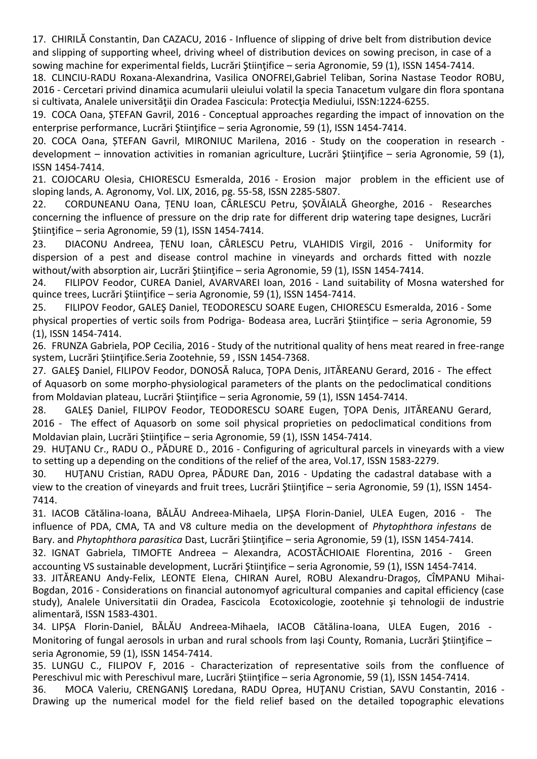17. CHIRILĂ Constantin, Dan CAZACU, 2016 - Influence of slipping of drive belt from distribution device and slipping of supporting wheel, driving wheel of distribution devices on sowing precison, in case of a sowing machine for experimental fields, Lucrări Ştiinţifice – seria Agronomie, 59 (1), ISSN 1454-7414.

18. CLINCIU-RADU Roxana-Alexandrina, Vasilica ONOFREI,Gabriel Teliban, Sorina Nastase Teodor ROBU, 2016 - Cercetari privind dinamica acumularii uleiului volatil la specia Tanacetum vulgare din flora spontana si cultivata, Analele universităţii din Oradea Fascicula: Protecţia Mediului, ISSN:1224-6255.

19. COCA Oana, ȘTEFAN Gavril, 2016 - Conceptual approaches regarding the impact of innovation on the enterprise performance, Lucrări Ştiinţifice – seria Agronomie, 59 (1), ISSN 1454-7414.

20. COCA Oana, ȘTEFAN Gavril, MIRONIUC Marilena, 2016 - Study on the cooperation in research - development – innovation activities in romanian agriculture, Lucrări Ştiinţifice – seria Agronomie, 59 (1), ISSN 1454-7414.

21. COJOCARU Olesia, CHIORESCU Esmeralda, 2016 - Erosion major problem in the efficient use of sloping lands, A. Agronomy, Vol. LIX, 2016, pg. 55-58, ISSN 2285-5807.

22. CORDUNEANU Oana, ȚENU Ioan, CÂRLESCU Petru, ȘOVĂIALĂ Gheorghe, 2016 - Researches concerning the influence of pressure on the drip rate for different drip watering tape designes, Lucrări Ştiinţifice – seria Agronomie, 59 (1), ISSN 1454-7414.

23. DIACONU Andreea, ȚENU Ioan, CÂRLESCU Petru, VLAHIDIS Virgil, 2016 - Uniformity for dispersion of a pest and disease control machine in vineyards and orchards fitted with nozzle without/with absorption air, Lucrări Ştiinţifice – seria Agronomie, 59 (1), ISSN 1454-7414.

24. FILIPOV Feodor, CUREA Daniel, AVARVAREI Ioan, 2016 - Land suitability of Mosna watershed for quince trees, Lucrări Ştiinţifice – seria Agronomie, 59 (1), ISSN 1454-7414.

25. FILIPOV Feodor, GALEŞ Daniel, TEODORESCU SOARE Eugen, CHIORESCU Esmeralda, 2016 - Some physical properties of vertic soils from Podriga- Bodeasa area, Lucrări Ştiinţifice – seria Agronomie, 59 (1), ISSN 1454-7414.

26. FRUNZA Gabriela, POP Cecilia, 2016 - Study of the nutritional quality of hens meat reared in free-range system, Lucrări Ştiinţifice.Seria Zootehnie, 59 , ISSN 1454-7368.

27. GALEŞ Daniel, FILIPOV Feodor, DONOSĂ Raluca, ȚOPA Denis, JITĂREANU Gerard, 2016 - The effect of Aquasorb on some morpho-physiological parameters of the plants on the pedoclimatical conditions from Moldavian plateau, Lucrări Ştiinţifice – seria Agronomie, 59 (1), ISSN 1454-7414.

28. GALEŞ Daniel, FILIPOV Feodor, TEODORESCU SOARE Eugen, ȚOPA Denis, JITĂREANU Gerard, 2016 - The effect of Aquasorb on some soil physical proprieties on pedoclimatical conditions from Moldavian plain, Lucrări Ştiinţifice – seria Agronomie, 59 (1), ISSN 1454-7414.

29. HUŢANU Cr., RADU O., PĂDURE D., 2016 - Configuring of agricultural parcels in vineyards with a view to setting up a depending on the conditions of the relief of the area, Vol.17, ISSN 1583-2279.

30. HUŢANU Cristian, RADU Oprea, PĂDURE Dan, 2016 - Updating the cadastral database with a view to the creation of vineyards and fruit trees, Lucrări Ştiinţifice – seria Agronomie, 59 (1), ISSN 1454-7414.

31. IACOB Cătălina-Ioana, BĂLĂU Andreea-Mihaela, LIPȘA Florin-Daniel, ULEA Eugen, 2016 - The influence of PDA, CMA, TA and V8 culture media on the development of *Phytophthora infestans* de Bary. and *Phytophthora parasitica* Dast, Lucrări Ştiinţifice – seria Agronomie, 59 (1), ISSN 1454-7414.

32. IGNAT Gabriela, TIMOFTE Andreea – Alexandra, ACOSTĂCHIOAIE Florentina, 2016 - Green accounting VS sustainable development, Lucrări Ştiinţifice – seria Agronomie, 59 (1), ISSN 1454-7414.

33. JITĂREANU Andy-Felix, LEONTE Elena, CHIRAN Aurel, ROBU Alexandru-Dragoș, CÎMPANU Mihai-Bogdan, 2016 - Considerations on financial autonomyof agricultural companies and capital efficiency (case study), Analele Universitatii din Oradea, Fascicola Ecotoxicologie, zootehnie şi tehnologii de industrie alimentară, ISSN 1583-4301.

34. LIPȘA Florin-Daniel, BĂLĂU Andreea-Mihaela, IACOB Cătălina-Ioana, ULEA Eugen, 2016 - Monitoring of fungal aerosols in urban and rural schools from Iaşi County, Romania, Lucrări Ştiinţifice – seria Agronomie, 59 (1), ISSN 1454-7414.

35. LUNGU C., FILIPOV F, 2016 - Characterization of representative soils from the confluence of Pereschivul mic with Pereschivul mare, Lucrări Ştiinţifice – seria Agronomie, 59 (1), ISSN 1454-7414.

36. MOCA Valeriu, CRENGANIŞ Loredana, RADU Oprea, HUŢANU Cristian, SAVU Constantin, 2016 - Drawing up the numerical model for the field relief based on the detailed topographic elevations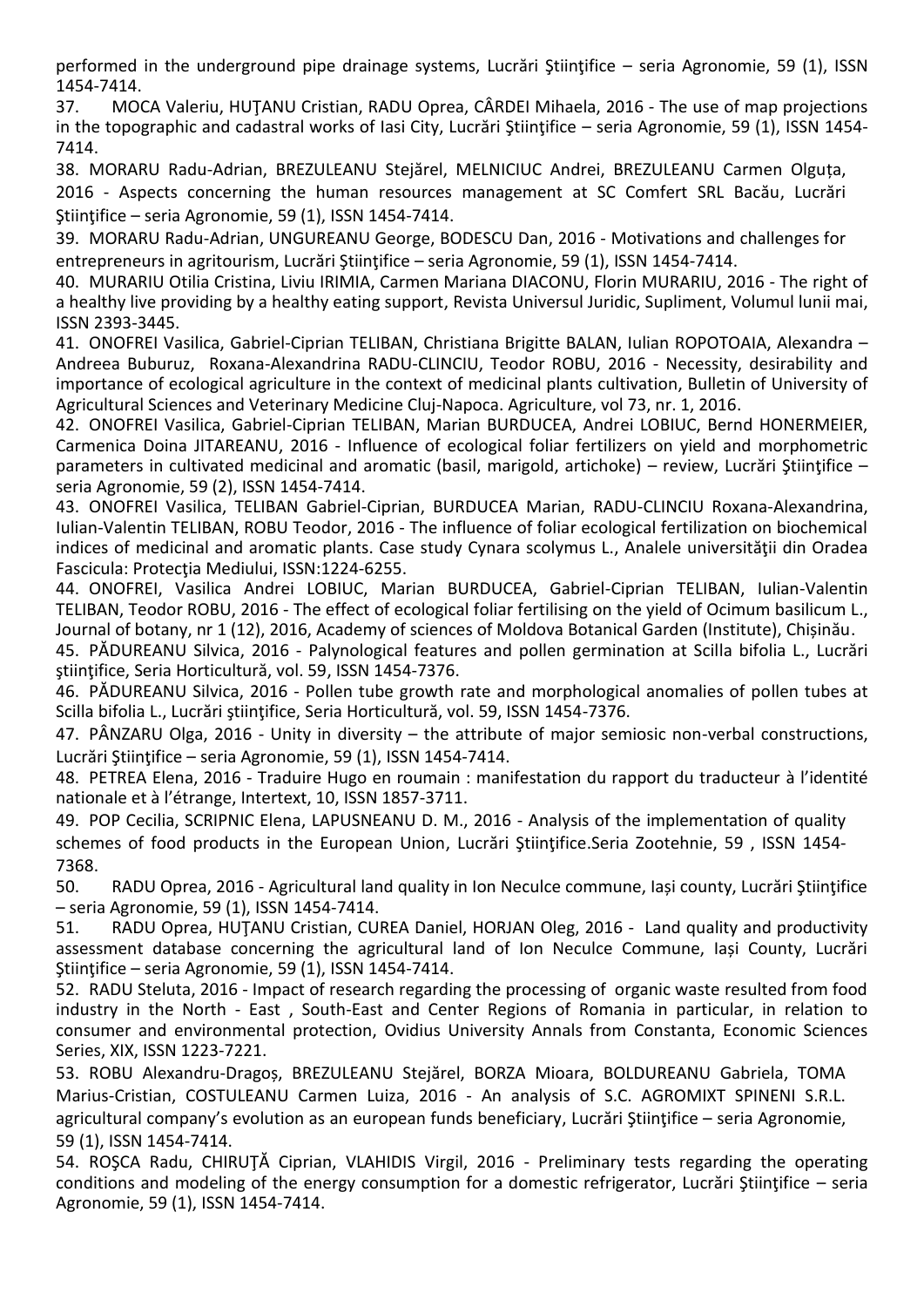performed in the underground pipe drainage systems, Lucrări Ştiinţifice – seria Agronomie, 59 (1), ISSN 1454-7414.

37. MOCA Valeriu, HUŢANU Cristian, RADU Oprea, CÂRDEI Mihaela, 2016 - The use of map projections in the topographic and cadastral works of Iasi City, Lucrări Ştiinţifice – seria Agronomie, 59 (1), ISSN 1454-7414.

38. MORARU Radu-Adrian, BREZULEANU Stejărel, MELNICIUC Andrei, BREZULEANU Carmen Olguța, 2016 - Aspects concerning the human resources management at SC Comfert SRL Bacău, Lucrări Ştiinţifice – seria Agronomie, 59 (1), ISSN 1454-7414.

39. MORARU Radu-Adrian, UNGUREANU George, BODESCU Dan, 2016 - Motivations and challenges for entrepreneurs in agritourism, Lucrări Ştiinţifice – seria Agronomie, 59 (1), ISSN 1454-7414.

40. MURARIU Otilia Cristina, Liviu IRIMIA, Carmen Mariana DIACONU, Florin MURARIU, 2016 - The right of a healthy live providing by a healthy eating support, Revista Universul Juridic, Supliment, Volumul lunii mai, ISSN 2393-3445.

41. ONOFREI Vasilica, Gabriel-Ciprian TELIBAN, Christiana Brigitte BALAN, Iulian ROPOTOAIA, Alexandra – Andreea Buburuz, Roxana-Alexandrina RADU-CLINCIU, Teodor ROBU, 2016 - Necessity, desirability and importance of ecological agriculture in the context of medicinal plants cultivation, Bulletin of University of Agricultural Sciences and Veterinary Medicine Cluj-Napoca. Agriculture, vol 73, nr. 1, 2016.

42. ONOFREI Vasilica, Gabriel-Ciprian TELIBAN, Marian BURDUCEA, Andrei LOBIUC, Bernd HONERMEIER, Carmenica Doina JITAREANU, 2016 - Influence of ecological foliar fertilizers on yield and morphometric parameters in cultivated medicinal and aromatic (basil, marigold, artichoke) – review, Lucrări Ştiinţifice – seria Agronomie, 59 (2), ISSN 1454-7414.

43. ONOFREI Vasilica, TELIBAN Gabriel-Ciprian, BURDUCEA Marian, RADU-CLINCIU Roxana-Alexandrina, Iulian-Valentin TELIBAN, ROBU Teodor, 2016 - The influence of foliar ecological fertilization on biochemical indices of medicinal and aromatic plants. Case study Cynara scolymus L., Analele universităţii din Oradea Fascicula: Protecţia Mediului, ISSN:1224-6255.

44. ONOFREI, Vasilica Andrei LOBIUC, Marian BURDUCEA, Gabriel-Ciprian TELIBAN, Iulian-Valentin TELIBAN, Teodor ROBU, 2016 - The effect of ecological foliar fertilising on the yield of Ocimum basilicum L., Journal of botany, nr 1 (12), 2016, Academy of sciences of Moldova Botanical Garden (Institute), Chișinău.

45. PĂDUREANU Silvica, 2016 - Palynological features and pollen germination at Scilla bifolia L., Lucrări ştiinţifice, Seria Horticultură, vol. 59, ISSN 1454-7376.

46. PĂDUREANU Silvica, 2016 - Pollen tube growth rate and morphological anomalies of pollen tubes at Scilla bifolia L., Lucrări ştiinţifice, Seria Horticultură, vol. 59, ISSN 1454-7376.

47. PÂNZARU Olga, 2016 - Unity in diversity – the attribute of major semiosic non-verbal constructions, Lucrări Ştiinţifice – seria Agronomie, 59 (1), ISSN 1454-7414.

48. PETREA Elena, 2016 - Traduire Hugo en roumain : manifestation du rapport du traducteur à l'identité nationale et à l'étrange, Intertext, 10, ISSN 1857-3711.

49. POP Cecilia, SCRIPNIC Elena, LAPUSNEANU D. M., 2016 - Analysis of the implementation of quality schemes of food products in the European Union, Lucrări Ştiinţifice.Seria Zootehnie, 59 , ISSN 1454-7368.

50. RADU Oprea, 2016 - Agricultural land quality in Ion Neculce commune, Iași county, Lucrări Ştiinţifice – seria Agronomie, 59 (1), ISSN 1454-7414.

51. RADU Oprea, HUŢANU Cristian, CUREA Daniel, HORJAN Oleg, 2016 - Land quality and productivity assessment database concerning the agricultural land of Ion Neculce Commune, Iași County, Lucrări Ştiinţifice – seria Agronomie, 59 (1), ISSN 1454-7414.

52. RADU Steluta, 2016 - Impact of research regarding the processing of organic waste resulted from food industry in the North - East , South-East and Center Regions of Romania in particular, in relation to consumer and environmental protection, Ovidius University Annals from Constanta, Economic Sciences Series, XIX, ISSN 1223-7221.

53. ROBU Alexandru-Dragoș, BREZULEANU Stejărel, BORZA Mioara, BOLDUREANU Gabriela, TOMA Marius-Cristian, COSTULEANU Carmen Luiza, 2016 - An analysis of S.C. AGROMIXT SPINENI S.R.L. agricultural company's evolution as an european funds beneficiary, Lucrări Ştiinţifice – seria Agronomie, 59 (1), ISSN 1454-7414.

54. ROŞCA Radu, CHIRUŢĂ Ciprian, VLAHIDIS Virgil, 2016 - Preliminary tests regarding the operating conditions and modeling of the energy consumption for a domestic refrigerator, Lucrări Ştiinţifice – seria Agronomie, 59 (1), ISSN 1454-7414.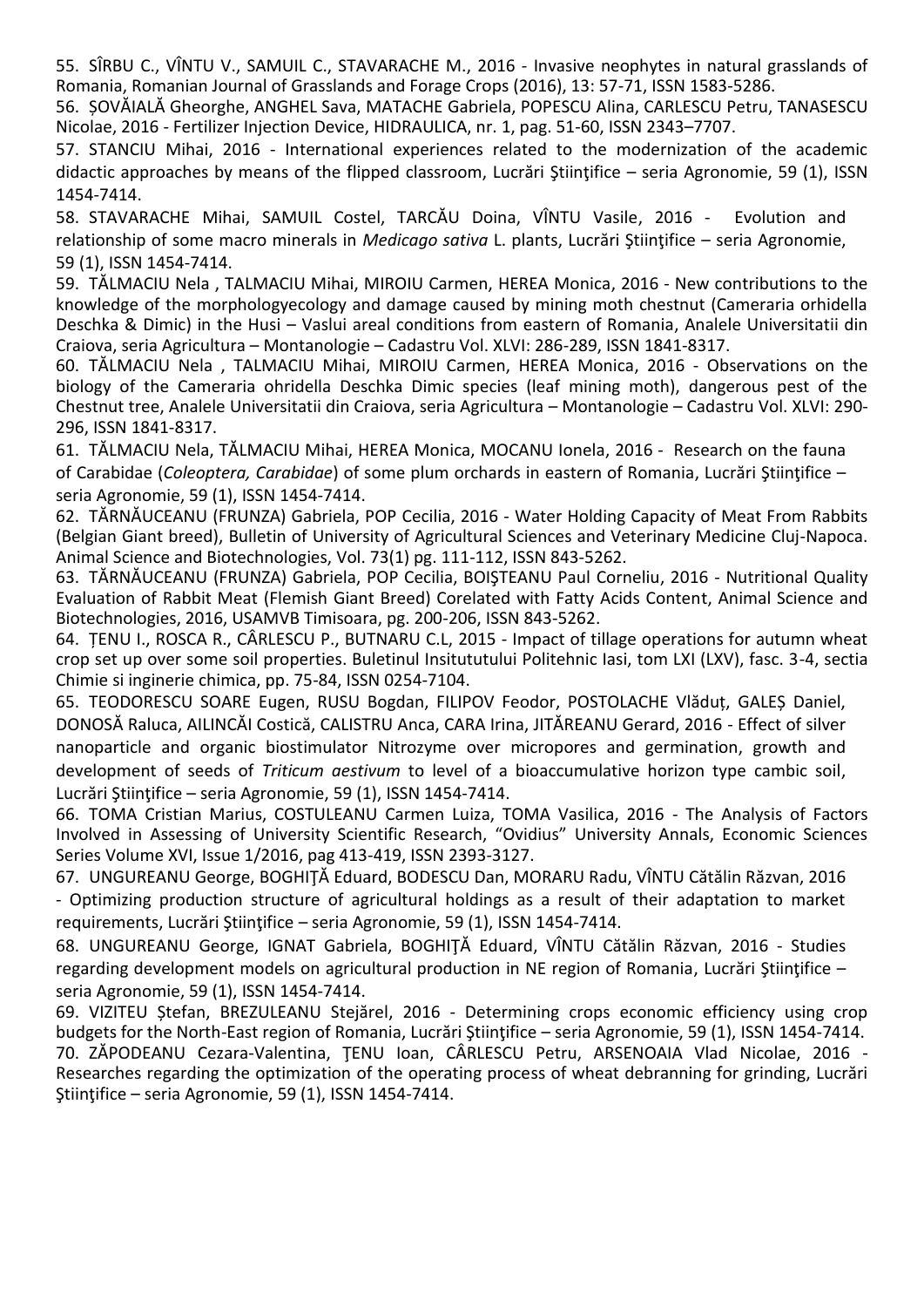55. SÎRBU C., VÎNTU V., SAMUIL C., STAVARACHE M., 2016 - Invasive neophytes in natural grasslands of Romania, Romanian Journal of Grasslands and Forage Crops (2016), 13: 57-71, ISSN 1583-5286.

56. ȘOVĂIALĂ Gheorghe, ANGHEL Sava, MATACHE Gabriela, POPESCU Alina, CARLESCU Petru, TANASESCU Nicolae, 2016 - Fertilizer Injection Device, HIDRAULICA, nr. 1, pag. 51-60, ISSN 2343–7707.

57. STANCIU Mihai, 2016 - International experiences related to the modernization of the academic didactic approaches by means of the flipped classroom, Lucrări Ştiinţifice – seria Agronomie, 59 (1), ISSN 1454-7414.

58. STAVARACHE Mihai, SAMUIL Costel, TARCĂU Doina, VÎNTU Vasile, 2016 - Evolution and relationship of some macro minerals in *Medicago sativa* L. plants, Lucrări Ştiinţifice – seria Agronomie, 59 (1), ISSN 1454-7414.

59. TĂLMACIU Nela , TALMACIU Mihai, MIROIU Carmen, HEREA Monica, 2016 - New contributions to the knowledge of the morphologyecology and damage caused by mining moth chestnut (Cameraria orhidella Deschka & Dimic) in the Husi – Vaslui areal conditions from eastern of Romania, Analele Universitatii din Craiova, seria Agricultura – Montanologie – Cadastru Vol. XLVI: 286-289, ISSN 1841-8317.

60. TĂLMACIU Nela , TALMACIU Mihai, MIROIU Carmen, HEREA Monica, 2016 - Observations on the biology of the Cameraria ohridella Deschka Dimic species (leaf mining moth), dangerous pest of the Chestnut tree, Analele Universitatii din Craiova, seria Agricultura – Montanologie – Cadastru Vol. XLVI: 290-296, ISSN 1841-8317.

61. TĂLMACIU Nela, TĂLMACIU Mihai, HEREA Monica, MOCANU Ionela, 2016 - Research on the fauna of Carabidae (*Coleoptera, Carabidae*) of some plum orchards in eastern of Romania, Lucrări Ştiinţifice – seria Agronomie, 59 (1), ISSN 1454-7414.

62. TĂRNĂUCEANU (FRUNZA) Gabriela, POP Cecilia, 2016 - Water Holding Capacity of Meat From Rabbits (Belgian Giant breed), Bulletin of University of Agricultural Sciences and Veterinary Medicine Cluj-Napoca. Animal Science and Biotechnologies, Vol. 73(1) pg. 111-112, ISSN 843-5262.

63. TĂRNĂUCEANU (FRUNZA) Gabriela, POP Cecilia, BOIŞTEANU Paul Corneliu, 2016 - Nutritional Quality Evaluation of Rabbit Meat (Flemish Giant Breed) Corelated with Fatty Acids Content, Animal Science and Biotechnologies, 2016, USAMVB Timisoara, pg. 200-206, ISSN 843-5262.

64. ȚENU I., ROSCA R., CÂRLESCU P., BUTNARU C.L, 2015 - Impact of tillage operations for autumn wheat crop set up over some soil properties. Buletinul Insitututului Politehnic Iasi, tom LXI (LXV), fasc. 3-4, sectia Chimie si inginerie chimica, pp. 75-84, ISSN 0254-7104.

65. TEODORESCU SOARE Eugen, RUSU Bogdan, FILIPOV Feodor, POSTOLACHE Vlăduț, GALEȘ Daniel, DONOSĂ Raluca, AILINCĂI Costică, CALISTRU Anca, CARA Irina, JITĂREANU Gerard, 2016 - Effect of silver nanoparticle and organic biostimulator Nitrozyme over micropores and germination, growth and development of seeds of *Triticum aestivum* to level of a bioaccumulative horizon type cambic soil, Lucrări Ştiinţifice – seria Agronomie, 59 (1), ISSN 1454-7414.

66. TOMA Cristian Marius, COSTULEANU Carmen Luiza, TOMA Vasilica, 2016 - The Analysis of Factors Involved in Assessing of University Scientific Research, "Ovidius" University Annals, Economic Sciences Series Volume XVI, Issue 1/2016, pag 413-419, ISSN 2393-3127.

67. UNGUREANU George, BOGHIŢĂ Eduard, BODESCU Dan, MORARU Radu, VÎNTU Cătălin Răzvan, 2016 - Optimizing production structure of agricultural holdings as a result of their adaptation to market requirements, Lucrări Ştiinţifice – seria Agronomie, 59 (1), ISSN 1454-7414.

68. UNGUREANU George, IGNAT Gabriela, BOGHIŢĂ Eduard, VÎNTU Cătălin Răzvan, 2016 - Studies regarding development models on agricultural production in NE region of Romania, Lucrări Ştiinţifice – seria Agronomie, 59 (1), ISSN 1454-7414.

69. VIZITEU Ștefan, BREZULEANU Stejărel, 2016 - Determining crops economic efficiency using crop budgets for the North-East region of Romania, Lucrări Ştiinţifice – seria Agronomie, 59 (1), ISSN 1454-7414.

70. ZĂPODEANU Cezara-Valentina, ŢENU Ioan, CÂRLESCU Petru, ARSENOAIA Vlad Nicolae, 2016 - Researches regarding the optimization of the operating process of wheat debranning for grinding, Lucrări Ştiinţifice – seria Agronomie, 59 (1), ISSN 1454-7414.